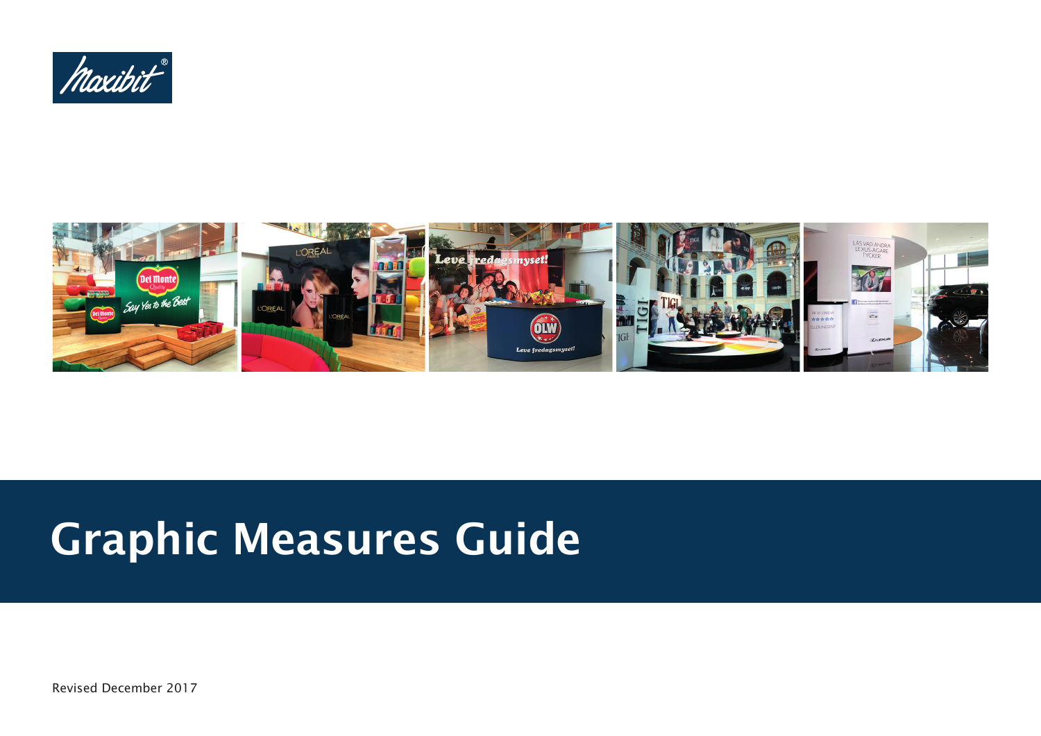# Graphic Measures Guide

Revised December 2017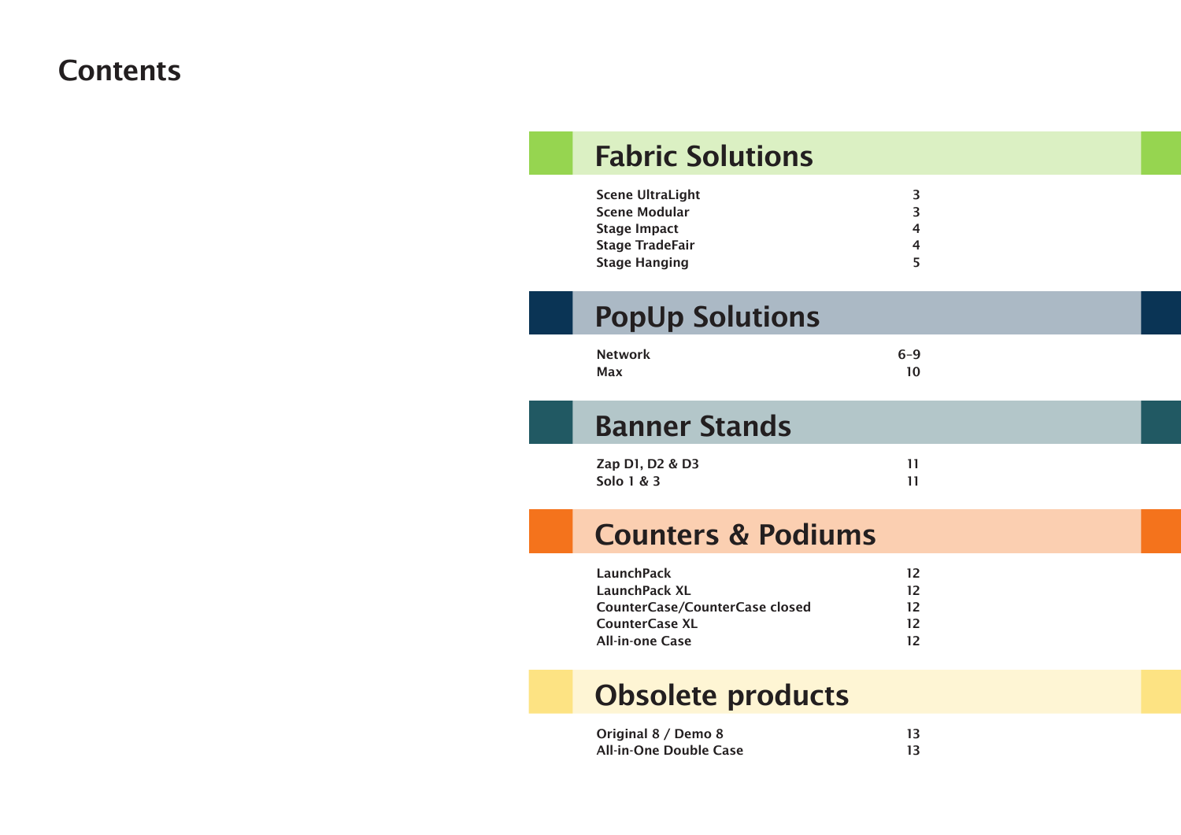# Contents

## Fabric Solutions

| | |
|---|---|
| Scene UltraLight | 3 |
| Scene Modular | 3 |
| Stage Impact | 4 |
| Stage TradeFair | 4 |
| Stage Hanging | 5 |

## PopUp Solutions

| | |
|---|---|
| Network | 6–9 |
| Max | 10 |

## Banner Stands

| | |
|---|---|
| Zap D1, D2 & D3 | 11 |
| Solo 1 & 3 | 11 |

## Counters & Podiums

| | |
|---|---|
| LaunchPack | 12 |
| LaunchPack XL | 12 |
| CounterCase/CounterCase closed | 12 |
| CounterCase XL | 12 |
| All-in-one Case | 12 |

## Obsolete products

| | |
|---|---|
| Original 8 / Demo 8 | 13 |
| All-in-One Double Case | 13 |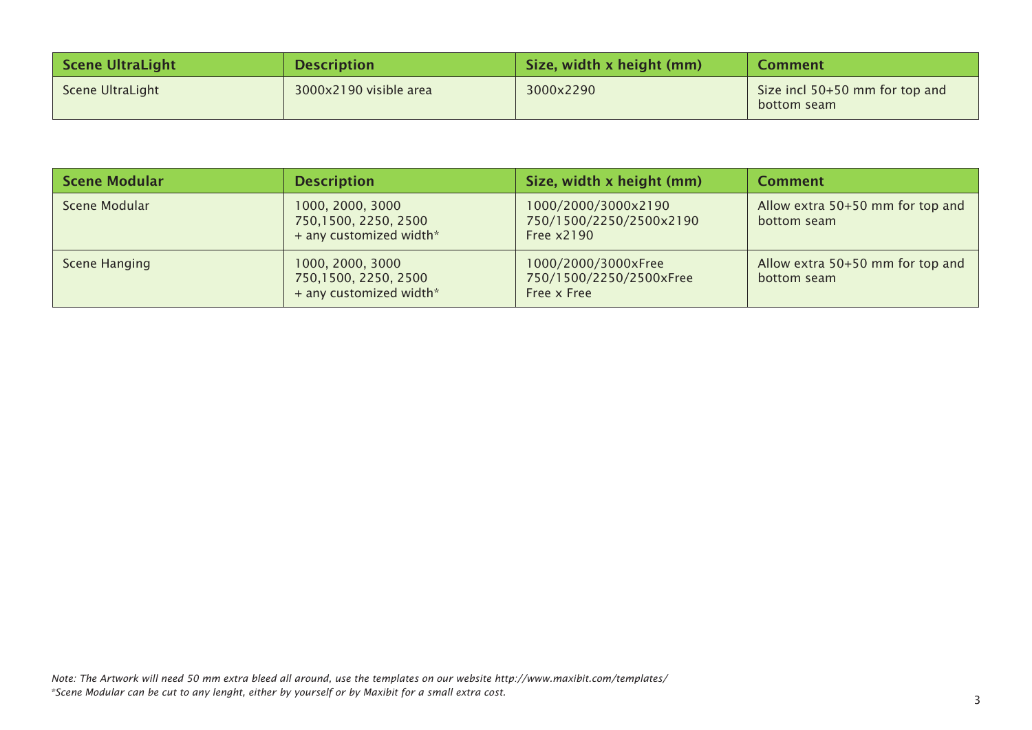| Scene UltraLight | Description | Size, width x height (mm) | Comment |
|---|---|---|---|
| Scene UltraLight | 3000x2190 visible area | 3000x2290 | Size incl 50+50 mm for top and bottom seam |

| Scene Modular | Description | Size, width x height (mm) | Comment |
|---|---|---|---|
| Scene Modular | 1000, 2000, 3000<br>750,1500, 2250, 2500<br>+ any customized width* | 1000/2000/3000x2190<br>750/1500/2250/2500x2190<br>Free x2190 | Allow extra 50+50 mm for top and bottom seam |
| Scene Hanging | 1000, 2000, 3000<br>750,1500, 2250, 2500<br>+ any customized width* | 1000/2000/3000xFree<br>750/1500/2250/2500xFree<br>Free x Free | Allow extra 50+50 mm for top and bottom seam |

*Note: The Artwork will need 50 mm extra bleed all around, use the templates on our website http://www.maxibit.com/templates/*
*\*Scene Modular can be cut to any lenght, either by yourself or by Maxibit for a small extra cost.*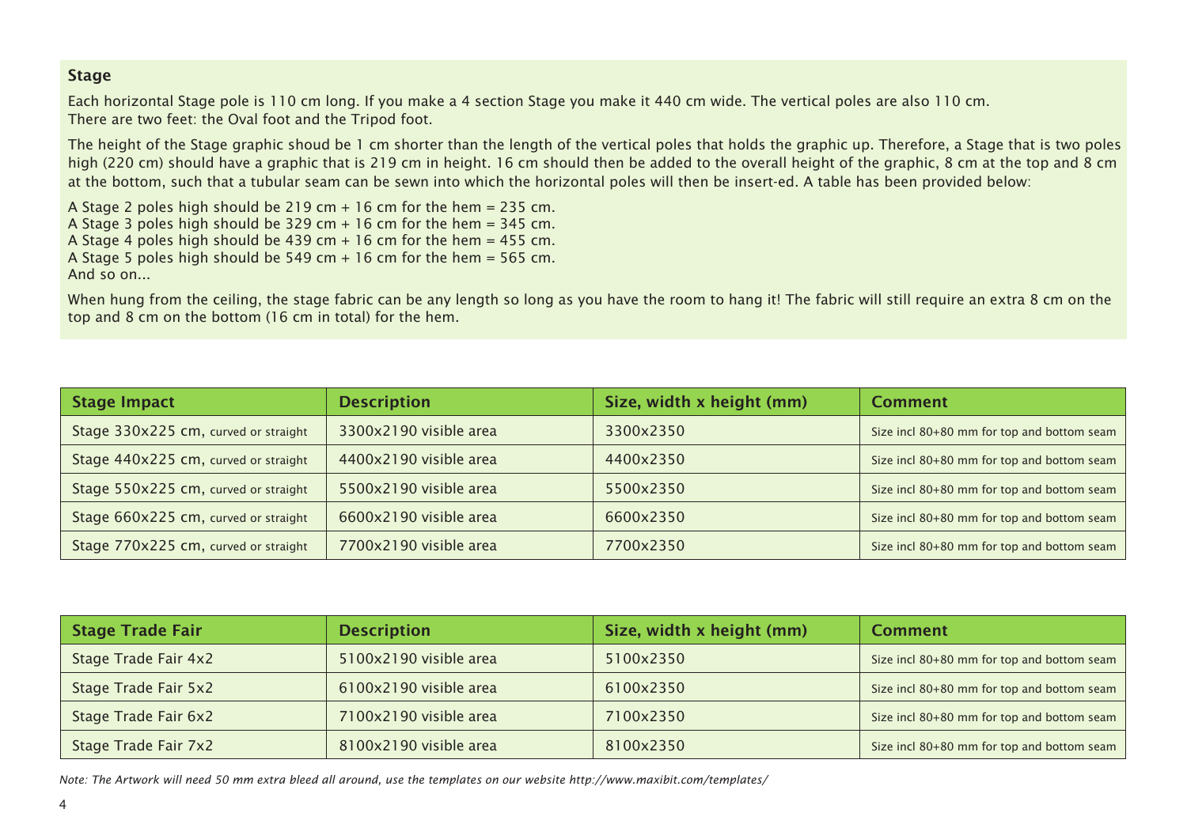## Stage

Each horizontal Stage pole is 110 cm long. If you make a 4 section Stage you make it 440 cm wide. The vertical poles are also 110 cm.
There are two feet: the Oval foot and the Tripod foot.

The height of the Stage graphic shoud be 1 cm shorter than the length of the vertical poles that holds the graphic up. Therefore, a Stage that is two poles high (220 cm) should have a graphic that is 219 cm in height. 16 cm should then be added to the overall height of the graphic, 8 cm at the top and 8 cm at the bottom, such that a tubular seam can be sewn into which the horizontal poles will then be insert-ed. A table has been provided below:

A Stage 2 poles high should be 219 cm + 16 cm for the hem = 235 cm.
A Stage 3 poles high should be 329 cm + 16 cm for the hem = 345 cm.
A Stage 4 poles high should be 439 cm + 16 cm for the hem = 455 cm.
A Stage 5 poles high should be 549 cm + 16 cm for the hem = 565 cm.
And so on...

When hung from the ceiling, the stage fabric can be any length so long as you have the room to hang it! The fabric will still require an extra 8 cm on the top and 8 cm on the bottom (16 cm in total) for the hem.

| Stage Impact | Description | Size, width x height (mm) | Comment |
|---|---|---|---|
| Stage 330x225 cm, curved or straight | 3300x2190 visible area | 3300x2350 | Size incl 80+80 mm for top and bottom seam |
| Stage 440x225 cm, curved or straight | 4400x2190 visible area | 4400x2350 | Size incl 80+80 mm for top and bottom seam |
| Stage 550x225 cm, curved or straight | 5500x2190 visible area | 5500x2350 | Size incl 80+80 mm for top and bottom seam |
| Stage 660x225 cm, curved or straight | 6600x2190 visible area | 6600x2350 | Size incl 80+80 mm for top and bottom seam |
| Stage 770x225 cm, curved or straight | 7700x2190 visible area | 7700x2350 | Size incl 80+80 mm for top and bottom seam |

| Stage Trade Fair | Description | Size, width x height (mm) | Comment |
|---|---|---|---|
| Stage Trade Fair 4x2 | 5100x2190 visible area | 5100x2350 | Size incl 80+80 mm for top and bottom seam |
| Stage Trade Fair 5x2 | 6100x2190 visible area | 6100x2350 | Size incl 80+80 mm for top and bottom seam |
| Stage Trade Fair 6x2 | 7100x2190 visible area | 7100x2350 | Size incl 80+80 mm for top and bottom seam |
| Stage Trade Fair 7x2 | 8100x2190 visible area | 8100x2350 | Size incl 80+80 mm for top and bottom seam |

*Note: The Artwork will need 50 mm extra bleed all around, use the templates on our website http://www.maxibit.com/templates/*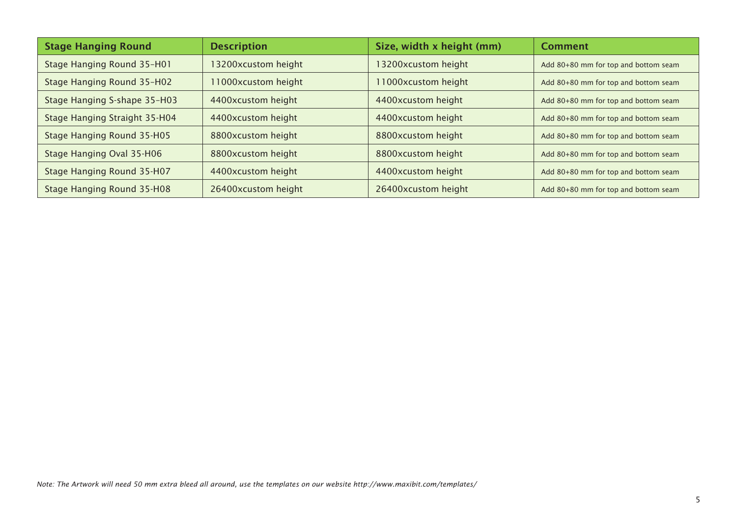| Stage Hanging Round | Description | Size, width x height (mm) | Comment |
|---|---|---|---|
| Stage Hanging Round 35-H01 | 13200xcustom height | 13200xcustom height | Add 80+80 mm for top and bottom seam |
| Stage Hanging Round 35-H02 | 11000xcustom height | 11000xcustom height | Add 80+80 mm for top and bottom seam |
| Stage Hanging S-shape 35-H03 | 4400xcustom height | 4400xcustom height | Add 80+80 mm for top and bottom seam |
| Stage Hanging Straight 35-H04 | 4400xcustom height | 4400xcustom height | Add 80+80 mm for top and bottom seam |
| Stage Hanging Round 35-H05 | 8800xcustom height | 8800xcustom height | Add 80+80 mm for top and bottom seam |
| Stage Hanging Oval 35-H06 | 8800xcustom height | 8800xcustom height | Add 80+80 mm for top and bottom seam |
| Stage Hanging Round 35-H07 | 4400xcustom height | 4400xcustom height | Add 80+80 mm for top and bottom seam |
| Stage Hanging Round 35-H08 | 26400xcustom height | 26400xcustom height | Add 80+80 mm for top and bottom seam |

*Note: The Artwork will need 50 mm extra bleed all around, use the templates on our website http://www.maxibit.com/templates/*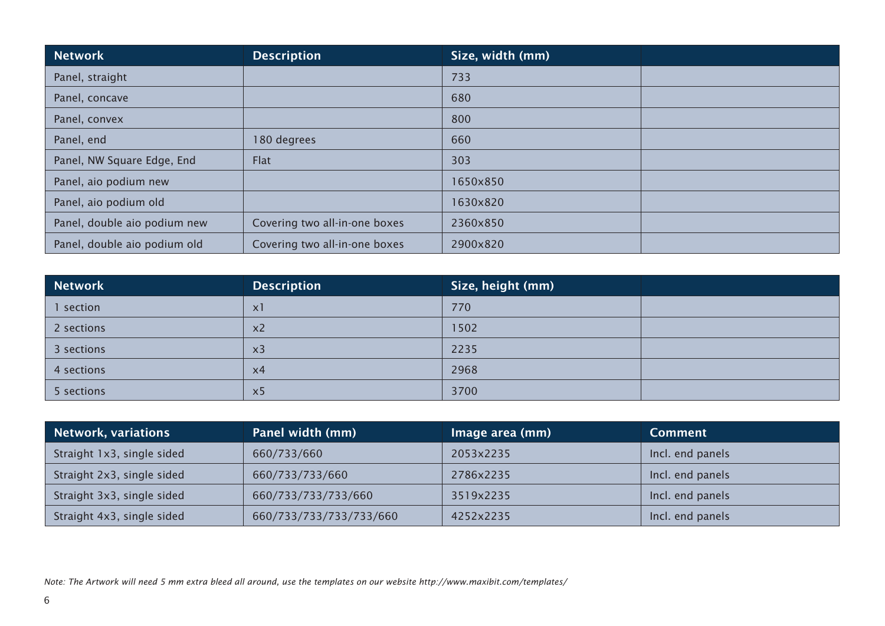| Network | Description | Size, width (mm) | |
|---|---|---|---|
| Panel, straight | | 733 | |
| Panel, concave | | 680 | |
| Panel, convex | | 800 | |
| Panel, end | 180 degrees | 660 | |
| Panel, NW Square Edge, End | Flat | 303 | |
| Panel, aio podium new | | 1650x850 | |
| Panel, aio podium old | | 1630x820 | |
| Panel, double aio podium new | Covering two all-in-one boxes | 2360x850 | |
| Panel, double aio podium old | Covering two all-in-one boxes | 2900x820 | |

| Network | Description | Size, height (mm) | |
|---|---|---|---|
| 1 section | x1 | 770 | |
| 2 sections | x2 | 1502 | |
| 3 sections | x3 | 2235 | |
| 4 sections | x4 | 2968 | |
| 5 sections | x5 | 3700 | |

| Network, variations | Panel width (mm) | Image area (mm) | Comment |
|---|---|---|---|
| Straight 1x3, single sided | 660/733/660 | 2053x2235 | Incl. end panels |
| Straight 2x3, single sided | 660/733/733/660 | 2786x2235 | Incl. end panels |
| Straight 3x3, single sided | 660/733/733/733/660 | 3519x2235 | Incl. end panels |
| Straight 4x3, single sided | 660/733/733/733/733/660 | 4252x2235 | Incl. end panels |

*Note: The Artwork will need 5 mm extra bleed all around, use the templates on our website http://www.maxibit.com/templates/*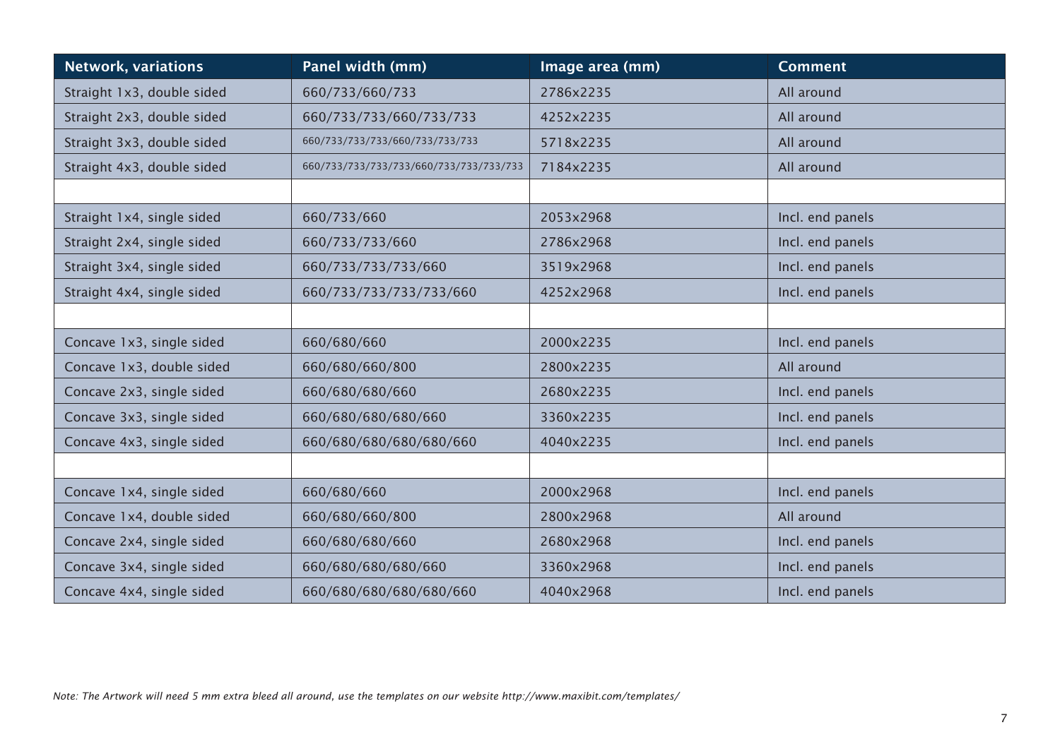| Network, variations | Panel width (mm) | Image area (mm) | Comment |
|---|---|---|---|
| Straight 1x3, double sided | 660/733/660/733 | 2786x2235 | All around |
| Straight 2x3, double sided | 660/733/733/660/733/733 | 4252x2235 | All around |
| Straight 3x3, double sided | 660/733/733/733/660/733/733/733 | 5718x2235 | All around |
| Straight 4x3, double sided | 660/733/733/733/733/660/733/733/733/733 | 7184x2235 | All around |
| | | | |
| Straight 1x4, single sided | 660/733/660 | 2053x2968 | Incl. end panels |
| Straight 2x4, single sided | 660/733/733/660 | 2786x2968 | Incl. end panels |
| Straight 3x4, single sided | 660/733/733/733/660 | 3519x2968 | Incl. end panels |
| Straight 4x4, single sided | 660/733/733/733/733/660 | 4252x2968 | Incl. end panels |
| | | | |
| Concave 1x3, single sided | 660/680/660 | 2000x2235 | Incl. end panels |
| Concave 1x3, double sided | 660/680/660/800 | 2800x2235 | All around |
| Concave 2x3, single sided | 660/680/680/660 | 2680x2235 | Incl. end panels |
| Concave 3x3, single sided | 660/680/680/680/660 | 3360x2235 | Incl. end panels |
| Concave 4x3, single sided | 660/680/680/680/680/660 | 4040x2235 | Incl. end panels |
| | | | |
| Concave 1x4, single sided | 660/680/660 | 2000x2968 | Incl. end panels |
| Concave 1x4, double sided | 660/680/660/800 | 2800x2968 | All around |
| Concave 2x4, single sided | 660/680/680/660 | 2680x2968 | Incl. end panels |
| Concave 3x4, single sided | 660/680/680/680/660 | 3360x2968 | Incl. end panels |
| Concave 4x4, single sided | 660/680/680/680/680/660 | 4040x2968 | Incl. end panels |

*Note: The Artwork will need 5 mm extra bleed all around, use the templates on our website http://www.maxibit.com/templates/*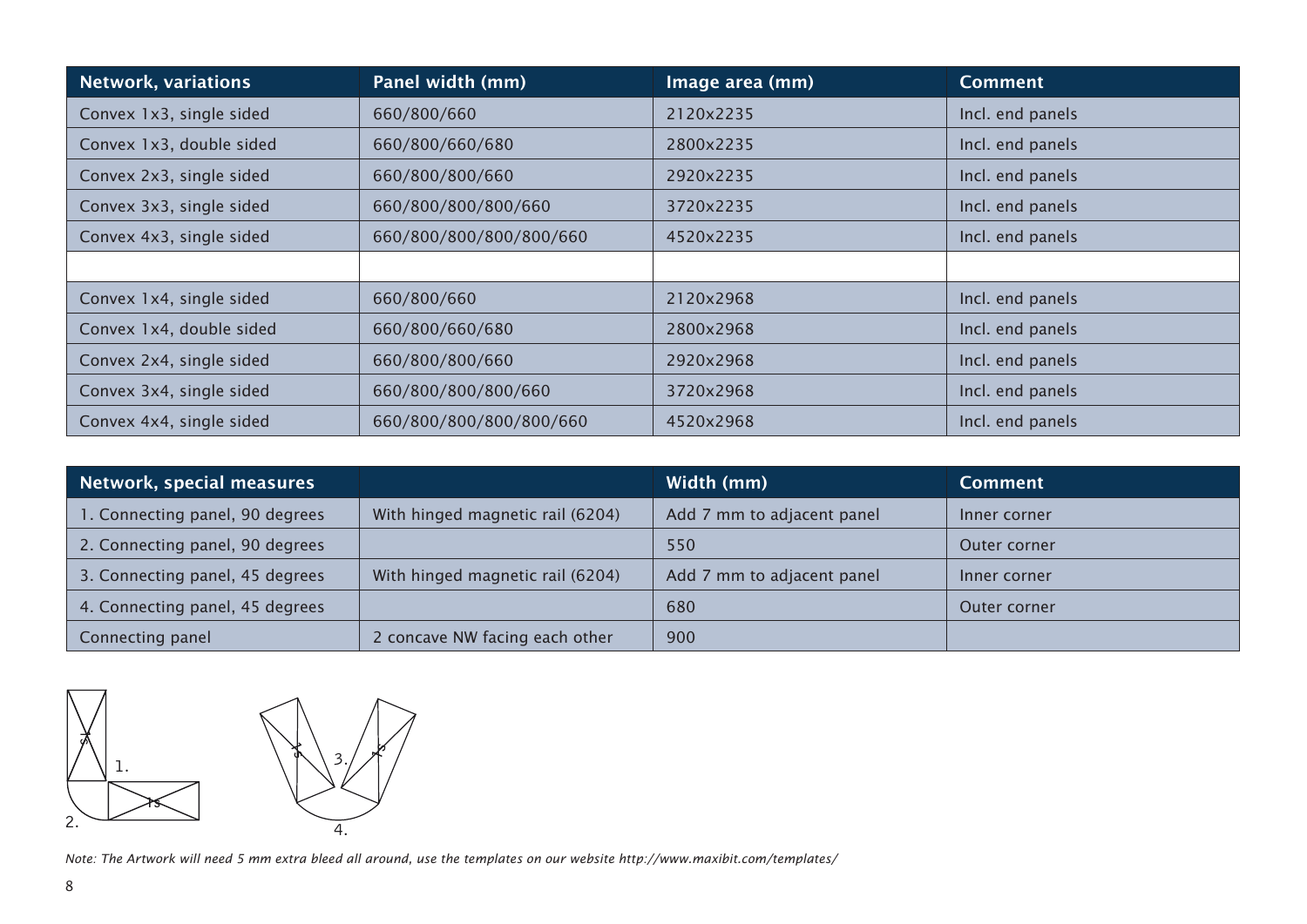| Network, variations | Panel width (mm) | Image area (mm) | Comment |
|---|---|---|---|
| Convex 1x3, single sided | 660/800/660 | 2120x2235 | Incl. end panels |
| Convex 1x3, double sided | 660/800/660/680 | 2800x2235 | Incl. end panels |
| Convex 2x3, single sided | 660/800/800/660 | 2920x2235 | Incl. end panels |
| Convex 3x3, single sided | 660/800/800/800/660 | 3720x2235 | Incl. end panels |
| Convex 4x3, single sided | 660/800/800/800/800/660 | 4520x2235 | Incl. end panels |
| | | | |
| Convex 1x4, single sided | 660/800/660 | 2120x2968 | Incl. end panels |
| Convex 1x4, double sided | 660/800/660/680 | 2800x2968 | Incl. end panels |
| Convex 2x4, single sided | 660/800/800/660 | 2920x2968 | Incl. end panels |
| Convex 3x4, single sided | 660/800/800/800/660 | 3720x2968 | Incl. end panels |
| Convex 4x4, single sided | 660/800/800/800/800/660 | 4520x2968 | Incl. end panels |

| Network, special measures | | Width (mm) | Comment |
|---|---|---|---|
| 1. Connecting panel, 90 degrees | With hinged magnetic rail (6204) | Add 7 mm to adjacent panel | Inner corner |
| 2. Connecting panel, 90 degrees | | 550 | Outer corner |
| 3. Connecting panel, 45 degrees | With hinged magnetic rail (6204) | Add 7 mm to adjacent panel | Inner corner |
| 4. Connecting panel, 45 degrees | | 680 | Outer corner |
| Connecting panel | 2 concave NW facing each other | 900 | |

*Note: The Artwork will need 5 mm extra bleed all around, use the templates on our website http://www.maxibit.com/templates/*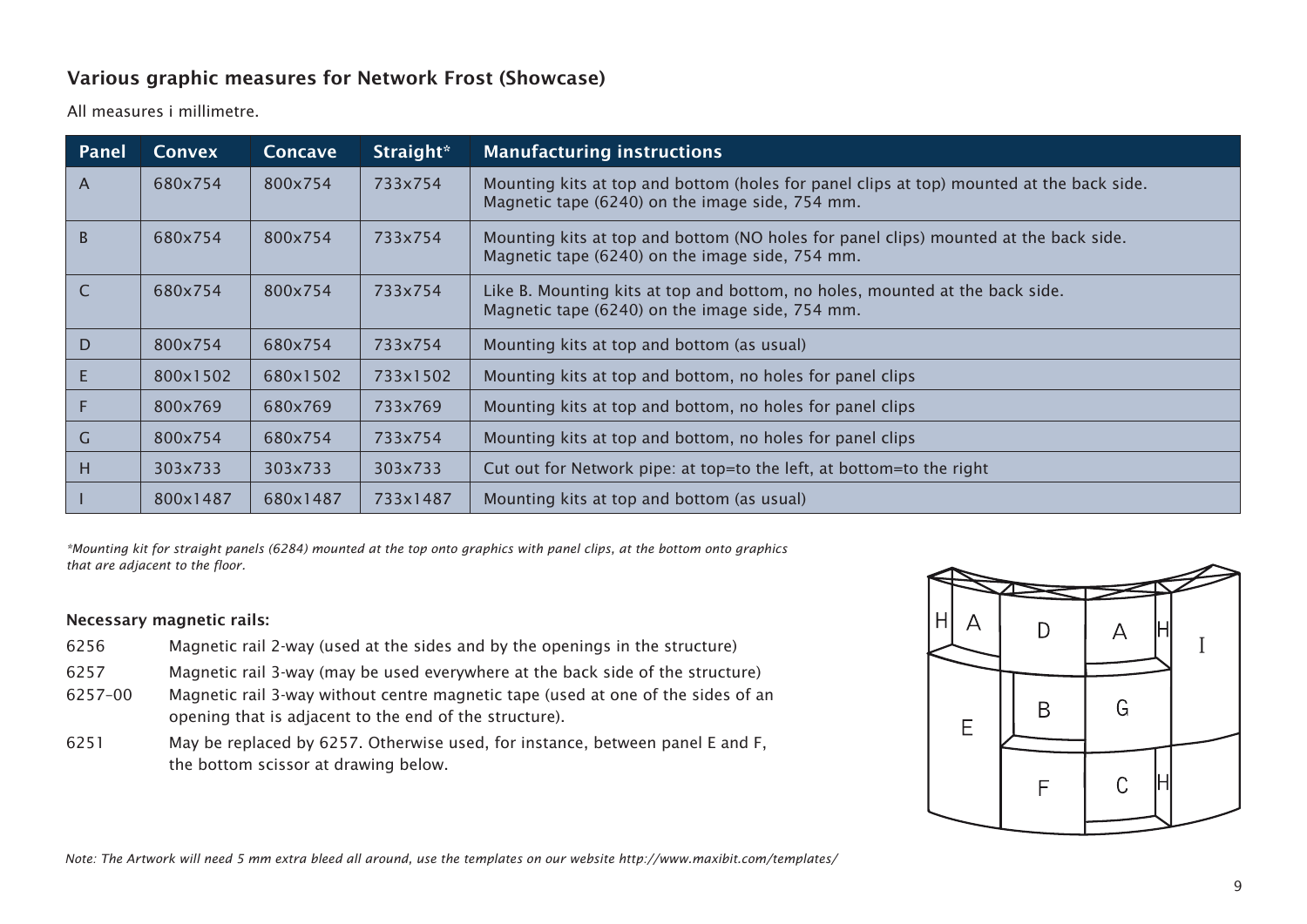## Various graphic measures for Network Frost (Showcase)

All measures i millimetre.

| Panel | Convex | Concave | Straight* | Manufacturing instructions |
|---|---|---|---|---|
| A | 680x754 | 800x754 | 733x754 | Mounting kits at top and bottom (holes for panel clips at top) mounted at the back side. Magnetic tape (6240) on the image side, 754 mm. |
| B | 680x754 | 800x754 | 733x754 | Mounting kits at top and bottom (NO holes for panel clips) mounted at the back side. Magnetic tape (6240) on the image side, 754 mm. |
| C | 680x754 | 800x754 | 733x754 | Like B. Mounting kits at top and bottom, no holes, mounted at the back side. Magnetic tape (6240) on the image side, 754 mm. |
| D | 800x754 | 680x754 | 733x754 | Mounting kits at top and bottom (as usual) |
| E | 800x1502 | 680x1502 | 733x1502 | Mounting kits at top and bottom, no holes for panel clips |
| F | 800x769 | 680x769 | 733x769 | Mounting kits at top and bottom, no holes for panel clips |
| G | 800x754 | 680x754 | 733x754 | Mounting kits at top and bottom, no holes for panel clips |
| H | 303x733 | 303x733 | 303x733 | Cut out for Network pipe: at top=to the left, at bottom=to the right |
| I | 800x1487 | 680x1487 | 733x1487 | Mounting kits at top and bottom (as usual) |

*\*Mounting kit for straight panels (6284) mounted at the top onto graphics with panel clips, at the bottom onto graphics that are adjacent to the floor.*

**Necessary magnetic rails:**

- 6256 — Magnetic rail 2-way (used at the sides and by the openings in the structure)
- 6257 — Magnetic rail 3-way (may be used everywhere at the back side of the structure)
- 6257-00 — Magnetic rail 3-way without centre magnetic tape (used at one of the sides of an opening that is adjacent to the end of the structure).
- 6251 — May be replaced by 6257. Otherwise used, for instance, between panel E and F, the bottom scissor at drawing below.

H A D A H I E B G F C H

*Note: The Artwork will need 5 mm extra bleed all around, use the templates on our website http://www.maxibit.com/templates/*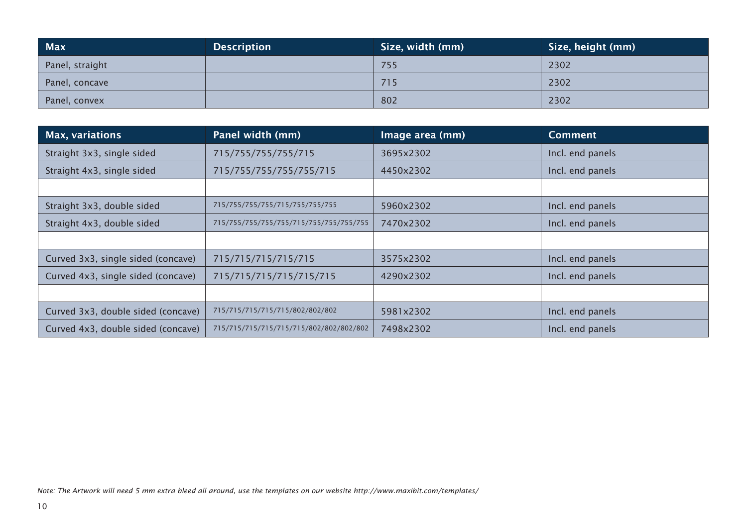| Max | Description | Size, width (mm) | Size, height (mm) |
|---|---|---|---|
| Panel, straight | | 755 | 2302 |
| Panel, concave | | 715 | 2302 |
| Panel, convex | | 802 | 2302 |

| Max, variations | Panel width (mm) | Image area (mm) | Comment |
|---|---|---|---|
| Straight 3x3, single sided | 715/755/755/755/715 | 3695x2302 | Incl. end panels |
| Straight 4x3, single sided | 715/755/755/755/755/715 | 4450x2302 | Incl. end panels |
| | | | |
| Straight 3x3, double sided | 715/755/755/755/715/755/755/755 | 5960x2302 | Incl. end panels |
| Straight 4x3, double sided | 715/755/755/755/755/715/755/755/755/755 | 7470x2302 | Incl. end panels |
| | | | |
| Curved 3x3, single sided (concave) | 715/715/715/715/715 | 3575x2302 | Incl. end panels |
| Curved 4x3, single sided (concave) | 715/715/715/715/715/715 | 4290x2302 | Incl. end panels |
| | | | |
| Curved 3x3, double sided (concave) | 715/715/715/715/715/802/802/802 | 5981x2302 | Incl. end panels |
| Curved 4x3, double sided (concave) | 715/715/715/715/715/715/802/802/802/802 | 7498x2302 | Incl. end panels |

*Note: The Artwork will need 5 mm extra bleed all around, use the templates on our website http://www.maxibit.com/templates/*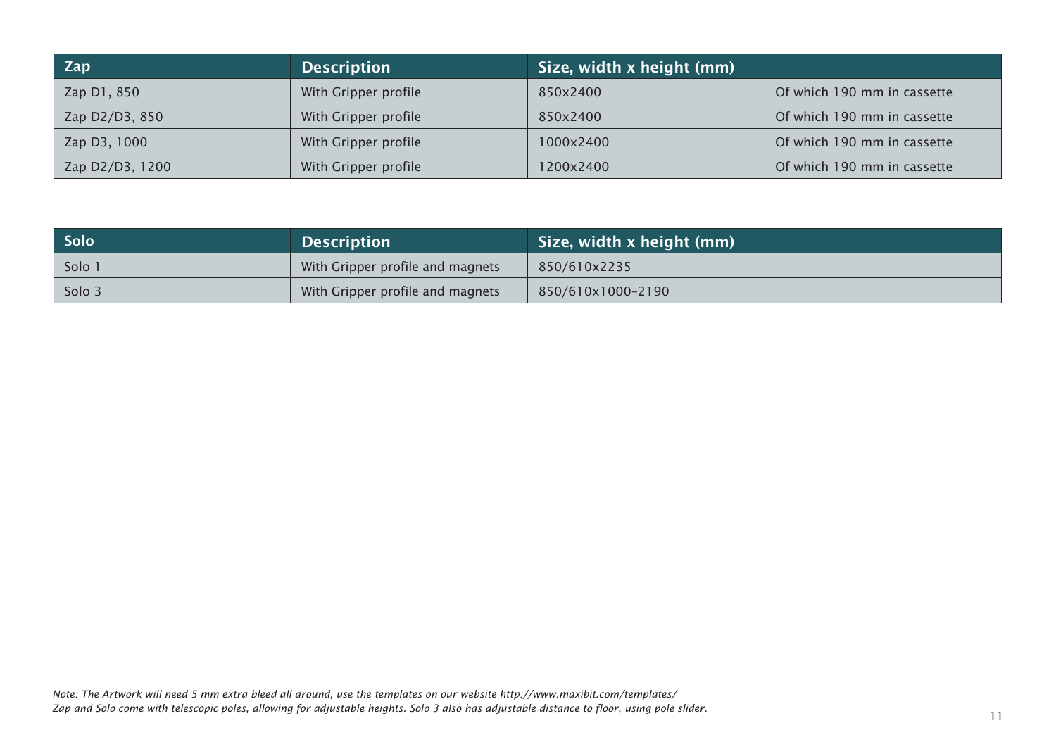| Zap | Description | Size, width x height (mm) | |
|---|---|---|---|
| Zap D1, 850 | With Gripper profile | 850x2400 | Of which 190 mm in cassette |
| Zap D2/D3, 850 | With Gripper profile | 850x2400 | Of which 190 mm in cassette |
| Zap D3, 1000 | With Gripper profile | 1000x2400 | Of which 190 mm in cassette |
| Zap D2/D3, 1200 | With Gripper profile | 1200x2400 | Of which 190 mm in cassette |

| Solo | Description | Size, width x height (mm) | |
|---|---|---|---|
| Solo 1 | With Gripper profile and magnets | 850/610x2235 | |
| Solo 3 | With Gripper profile and magnets | 850/610x1000-2190 | |

*Note: The Artwork will need 5 mm extra bleed all around, use the templates on our website http://www.maxibit.com/templates/*
*Zap and Solo come with telescopic poles, allowing for adjustable heights. Solo 3 also has adjustable distance to floor, using pole slider.*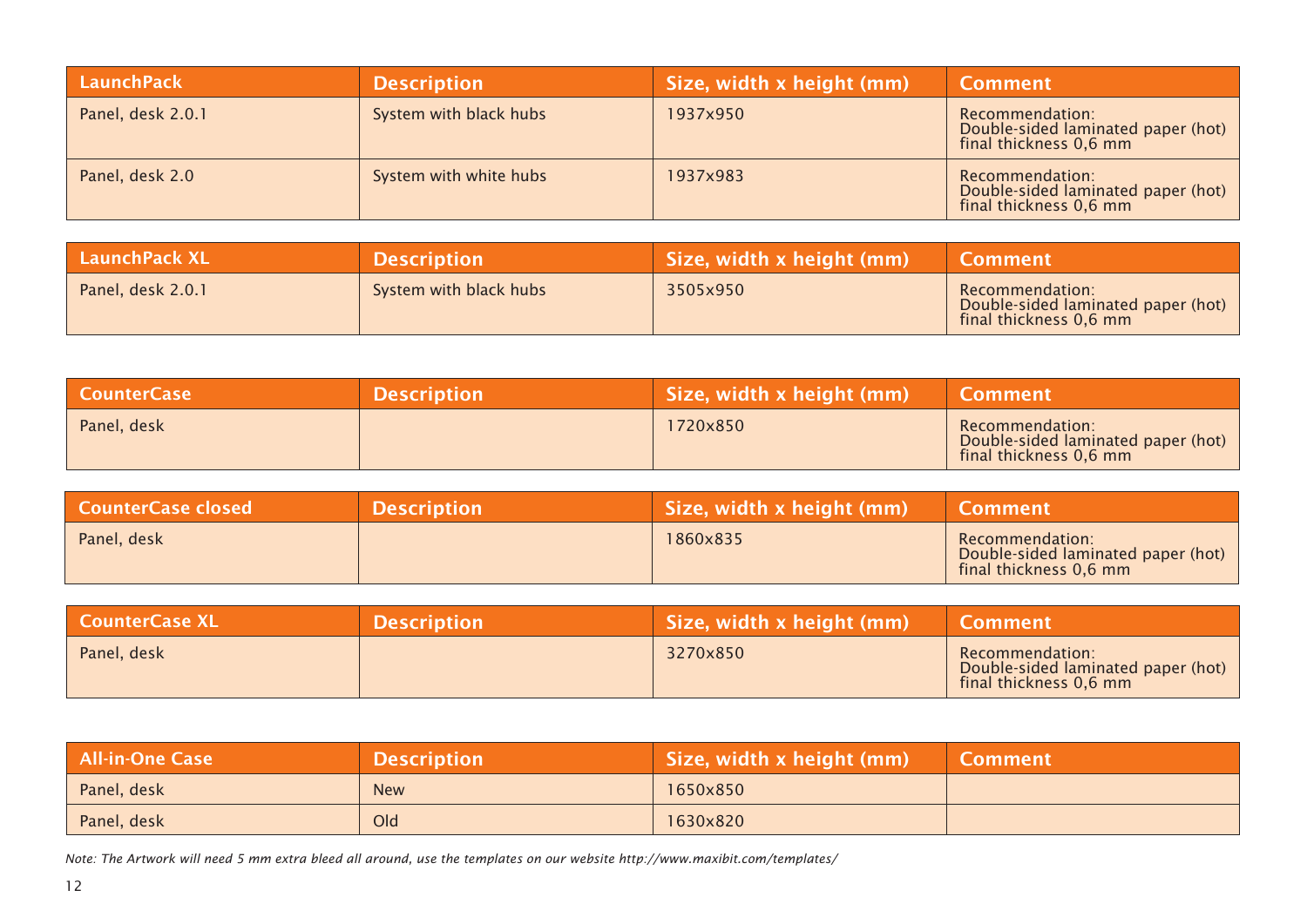| LaunchPack | Description | Size, width x height (mm) | Comment |
|---|---|---|---|
| Panel, desk 2.0.1 | System with black hubs | 1937x950 | Recommendation: Double-sided laminated paper (hot) final thickness 0,6 mm |
| Panel, desk 2.0 | System with white hubs | 1937x983 | Recommendation: Double-sided laminated paper (hot) final thickness 0,6 mm |

| LaunchPack XL | Description | Size, width x height (mm) | Comment |
|---|---|---|---|
| Panel, desk 2.0.1 | System with black hubs | 3505x950 | Recommendation: Double-sided laminated paper (hot) final thickness 0,6 mm |

| CounterCase | Description | Size, width x height (mm) | Comment |
|---|---|---|---|
| Panel, desk | | 1720x850 | Recommendation: Double-sided laminated paper (hot) final thickness 0,6 mm |

| CounterCase closed | Description | Size, width x height (mm) | Comment |
|---|---|---|---|
| Panel, desk | | 1860x835 | Recommendation: Double-sided laminated paper (hot) final thickness 0,6 mm |

| CounterCase XL | Description | Size, width x height (mm) | Comment |
|---|---|---|---|
| Panel, desk | | 3270x850 | Recommendation: Double-sided laminated paper (hot) final thickness 0,6 mm |

| All-in-One Case | Description | Size, width x height (mm) | Comment |
|---|---|---|---|
| Panel, desk | New | 1650x850 | |
| Panel, desk | Old | 1630x820 | |

*Note: The Artwork will need 5 mm extra bleed all around, use the templates on our website http://www.maxibit.com/templates/*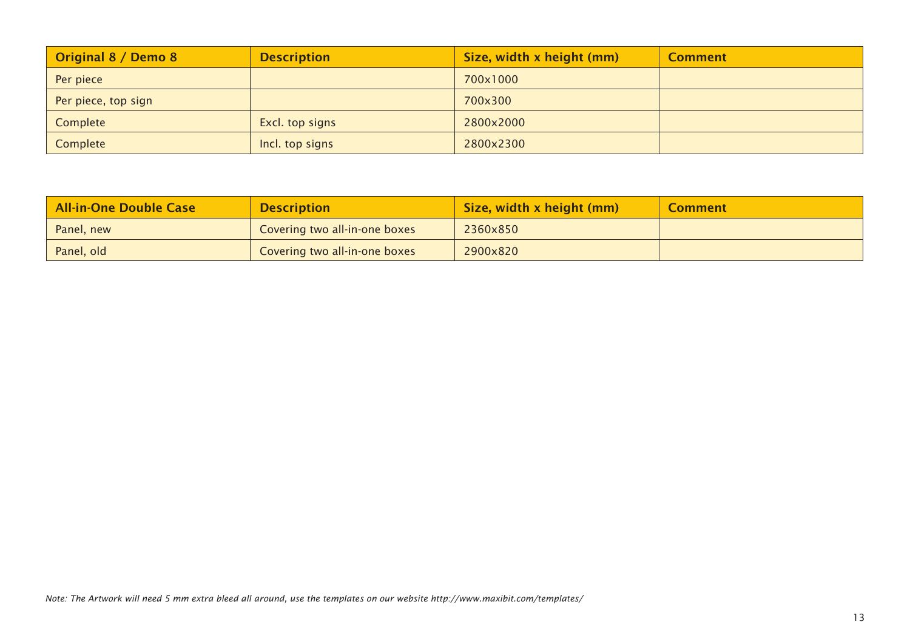| Original 8 / Demo 8 | Description | Size, width x height (mm) | Comment |
|---|---|---|---|
| Per piece | | 700x1000 | |
| Per piece, top sign | | 700x300 | |
| Complete | Excl. top signs | 2800x2000 | |
| Complete | Incl. top signs | 2800x2300 | |

| All-in-One Double Case | Description | Size, width x height (mm) | Comment |
|---|---|---|---|
| Panel, new | Covering two all-in-one boxes | 2360x850 | |
| Panel, old | Covering two all-in-one boxes | 2900x820 | |

*Note: The Artwork will need 5 mm extra bleed all around, use the templates on our website http://www.maxibit.com/templates/*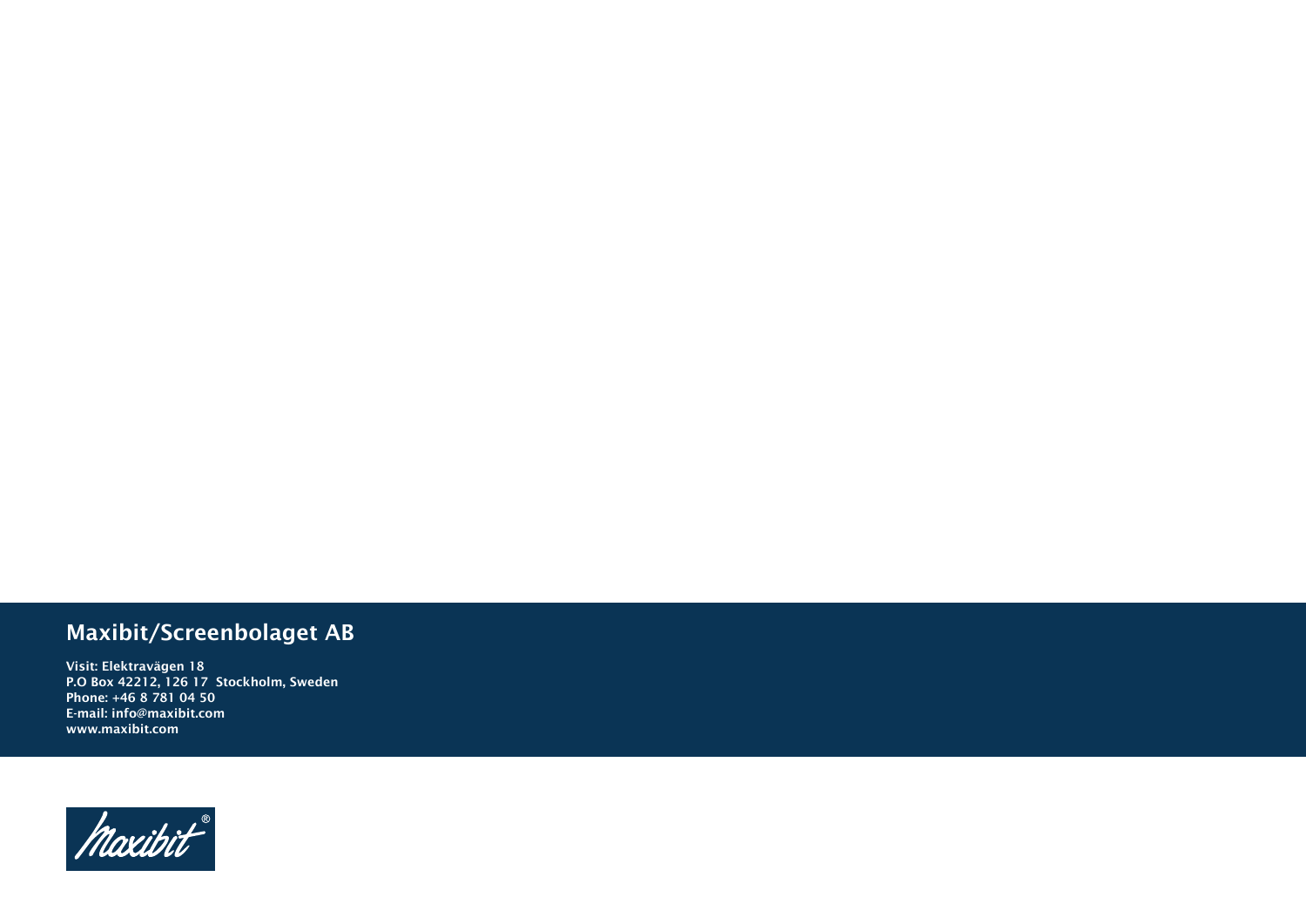## Maxibit/Screenbolaget AB

Visit: Elektravägen 18
P.O Box 42212, 126 17 Stockholm, Sweden
Phone: +46 8 781 04 50
E-mail: info@maxibit.com
www.maxibit.com